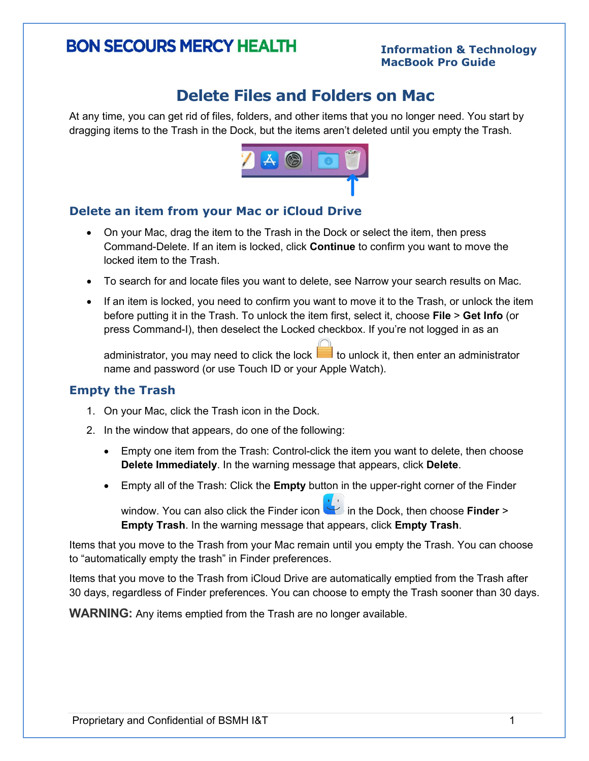**BON SECOURS MERCY HEALTH**

**Information & Technology**
**MacBook Pro Guide**

# Delete Files and Folders on Mac

At any time, you can get rid of files, folders, and other items that you no longer need. You start by dragging items to the Trash in the Dock, but the items aren't deleted until you empty the Trash.

## Delete an item from your Mac or iCloud Drive

- On your Mac, drag the item to the Trash in the Dock or select the item, then press Command-Delete. If an item is locked, click **Continue** to confirm you want to move the locked item to the Trash.
- To search for and locate files you want to delete, see Narrow your search results on Mac.
- If an item is locked, you need to confirm you want to move it to the Trash, or unlock the item before putting it in the Trash. To unlock the item first, select it, choose **File** > **Get Info** (or press Command-I), then deselect the Locked checkbox. If you're not logged in as an administrator, you may need to click the lock to unlock it, then enter an administrator name and password (or use Touch ID or your Apple Watch).

## Empty the Trash

1. On your Mac, click the Trash icon in the Dock.
2. In the window that appears, do one of the following:
   - Empty one item from the Trash: Control-click the item you want to delete, then choose **Delete Immediately**. In the warning message that appears, click **Delete**.
   - Empty all of the Trash: Click the **Empty** button in the upper-right corner of the Finder window. You can also click the Finder icon in the Dock, then choose **Finder** > **Empty Trash**. In the warning message that appears, click **Empty Trash**.

Items that you move to the Trash from your Mac remain until you empty the Trash. You can choose to "automatically empty the trash" in Finder preferences.

Items that you move to the Trash from iCloud Drive are automatically emptied from the Trash after 30 days, regardless of Finder preferences. You can choose to empty the Trash sooner than 30 days.

**WARNING:** Any items emptied from the Trash are no longer available.

Proprietary and Confidential of BSMH I&T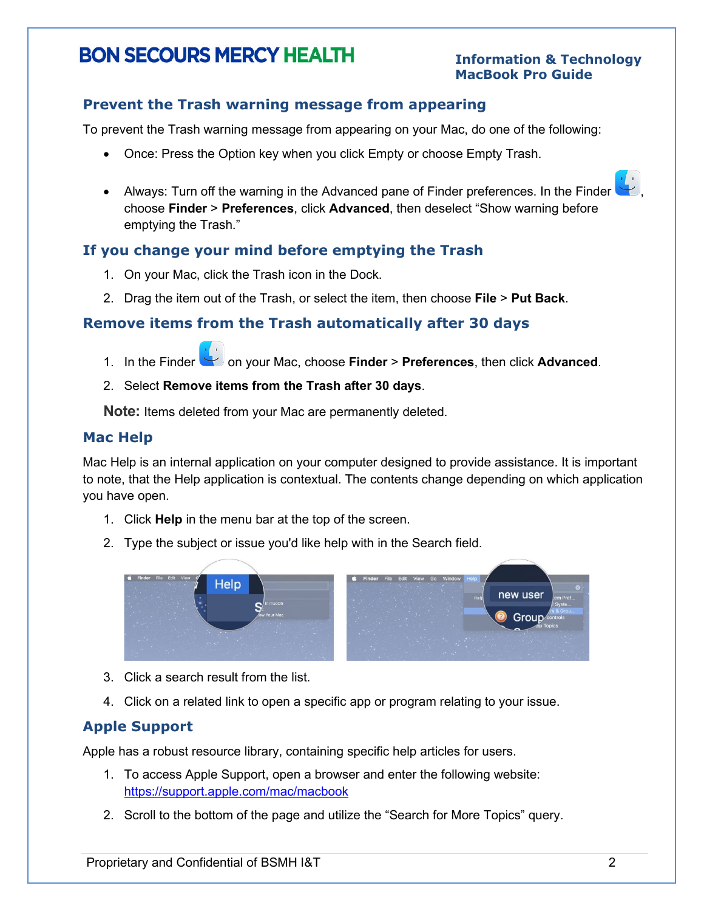## Prevent the Trash warning message from appearing

To prevent the Trash warning message from appearing on your Mac, do one of the following:

- Once: Press the Option key when you click Empty or choose Empty Trash.
- Always: Turn off the warning in the Advanced pane of Finder preferences. In the Finder, choose **Finder** > **Preferences**, click **Advanced**, then deselect "Show warning before emptying the Trash."

## If you change your mind before emptying the Trash

1. On your Mac, click the Trash icon in the Dock.
2. Drag the item out of the Trash, or select the item, then choose **File** > **Put Back**.

## Remove items from the Trash automatically after 30 days

1. In the Finder on your Mac, choose **Finder** > **Preferences**, then click **Advanced**.
2. Select **Remove items from the Trash after 30 days**.

**Note:** Items deleted from your Mac are permanently deleted.

## Mac Help

Mac Help is an internal application on your computer designed to provide assistance. It is important to note, that the Help application is contextual. The contents change depending on which application you have open.

1. Click **Help** in the menu bar at the top of the screen.
2. Type the subject or issue you'd like help with in the Search field.
3. Click a search result from the list.
4. Click on a related link to open a specific app or program relating to your issue.

## Apple Support

Apple has a robust resource library, containing specific help articles for users.

1. To access Apple Support, open a browser and enter the following website: https://support.apple.com/mac/macbook
2. Scroll to the bottom of the page and utilize the "Search for More Topics" query.